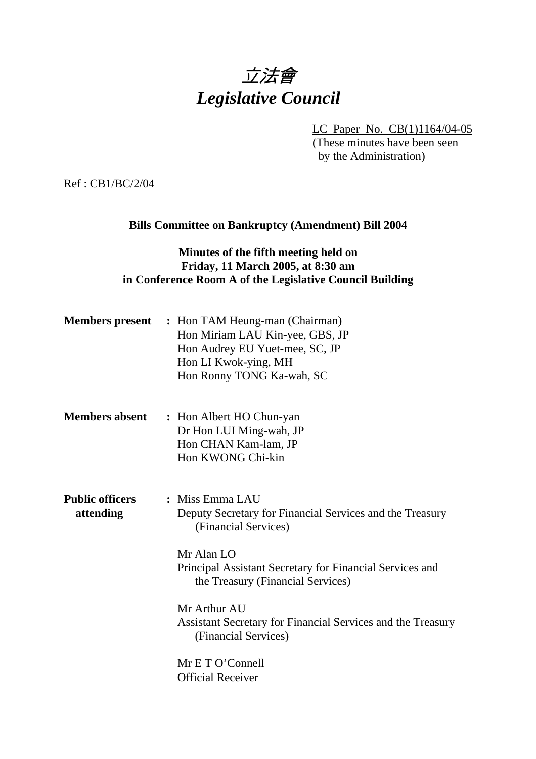# *立法會*
# *Legislative Council*

LC Paper No. CB(1)1164/04-05
(These minutes have been seen by the Administration)

Ref : CB1/BC/2/04

**Bills Committee on Bankruptcy (Amendment) Bill 2004**

**Minutes of the fifth meeting held on Friday, 11 March 2005, at 8:30 am in Conference Room A of the Legislative Council Building**

**Members present** : Hon TAM Heung-man (Chairman)
Hon Miriam LAU Kin-yee, GBS, JP
Hon Audrey EU Yuet-mee, SC, JP
Hon LI Kwok-ying, MH
Hon Ronny TONG Ka-wah, SC

**Members absent** : Hon Albert HO Chun-yan
Dr Hon LUI Ming-wah, JP
Hon CHAN Kam-lam, JP
Hon KWONG Chi-kin

**Public officers attending** : Miss Emma LAU
Deputy Secretary for Financial Services and the Treasury (Financial Services)

Mr Alan LO
Principal Assistant Secretary for Financial Services and the Treasury (Financial Services)

Mr Arthur AU
Assistant Secretary for Financial Services and the Treasury (Financial Services)

Mr E T O'Connell
Official Receiver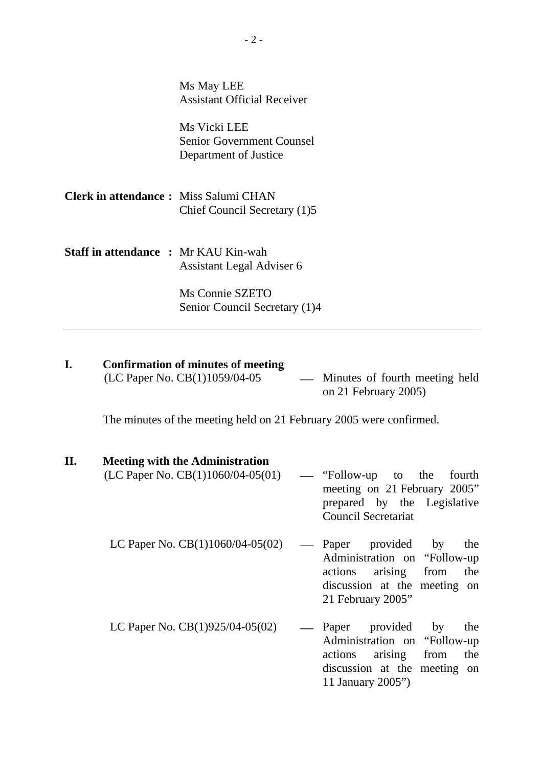Ms May LEE
Assistant Official Receiver

Ms Vicki LEE
Senior Government Counsel
Department of Justice

**Clerk in attendance :** Miss Salumi CHAN
Chief Council Secretary (1)5

**Staff in attendance :** Mr KAU Kin-wah
Assistant Legal Adviser 6

Ms Connie SZETO
Senior Council Secretary (1)4

---

**I. Confirmation of minutes of meeting**
(LC Paper No. CB(1)1059/04-05 — Minutes of fourth meeting held on 21 February 2005)

The minutes of the meeting held on 21 February 2005 were confirmed.

**II. Meeting with the Administration**
(LC Paper No. CB(1)1060/04-05(01) — "Follow-up to the fourth meeting on 21 February 2005" prepared by the Legislative Council Secretariat

LC Paper No. CB(1)1060/04-05(02) — Paper provided by the Administration on "Follow-up actions arising from the discussion at the meeting on 21 February 2005"

LC Paper No. CB(1)925/04-05(02) — Paper provided by the Administration on "Follow-up actions arising from the discussion at the meeting on 11 January 2005")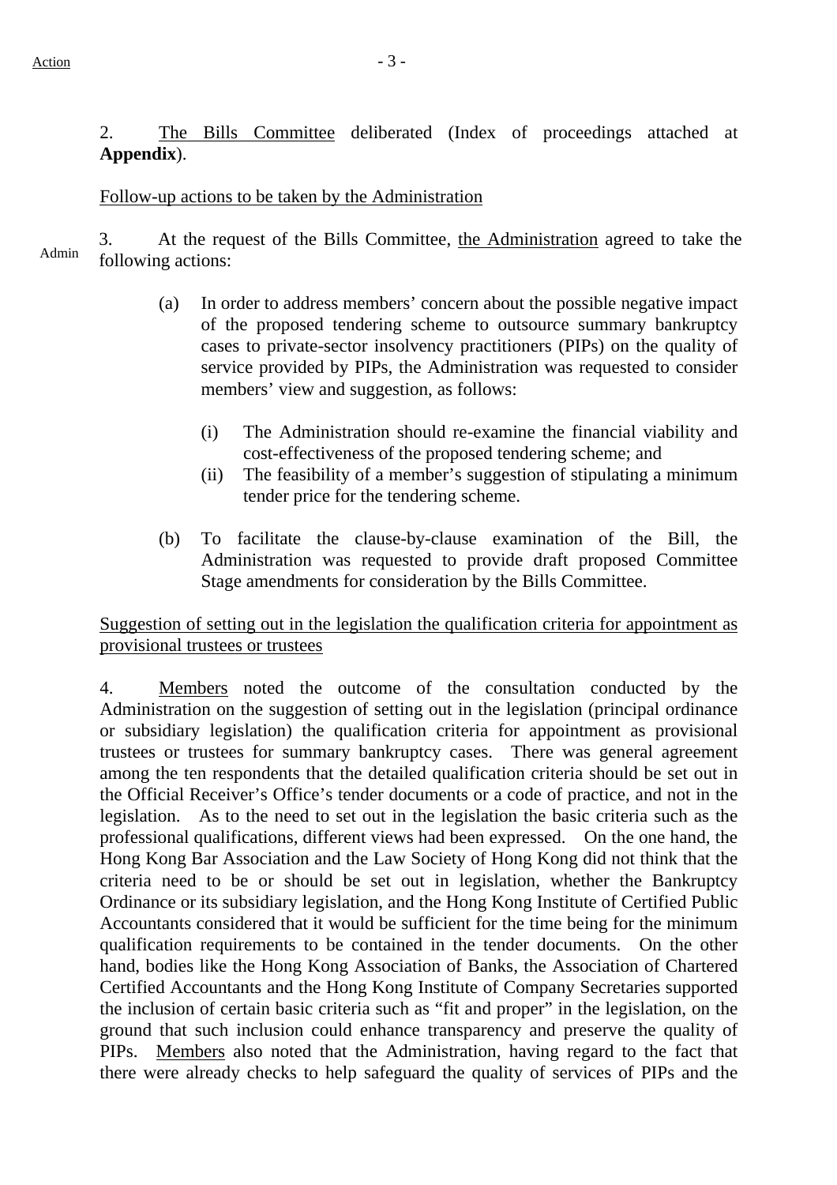Action

2. The Bills Committee deliberated (Index of proceedings attached at **Appendix**).

Follow-up actions to be taken by the Administration

Admin

3. At the request of the Bills Committee, the Administration agreed to take the following actions:

(a) In order to address members' concern about the possible negative impact of the proposed tendering scheme to outsource summary bankruptcy cases to private-sector insolvency practitioners (PIPs) on the quality of service provided by PIPs, the Administration was requested to consider members' view and suggestion, as follows:

   (i) The Administration should re-examine the financial viability and cost-effectiveness of the proposed tendering scheme; and
   (ii) The feasibility of a member's suggestion of stipulating a minimum tender price for the tendering scheme.

(b) To facilitate the clause-by-clause examination of the Bill, the Administration was requested to provide draft proposed Committee Stage amendments for consideration by the Bills Committee.

Suggestion of setting out in the legislation the qualification criteria for appointment as provisional trustees or trustees

4. Members noted the outcome of the consultation conducted by the Administration on the suggestion of setting out in the legislation (principal ordinance or subsidiary legislation) the qualification criteria for appointment as provisional trustees or trustees for summary bankruptcy cases. There was general agreement among the ten respondents that the detailed qualification criteria should be set out in the Official Receiver's Office's tender documents or a code of practice, and not in the legislation. As to the need to set out in the legislation the basic criteria such as the professional qualifications, different views had been expressed. On the one hand, the Hong Kong Bar Association and the Law Society of Hong Kong did not think that the criteria need to be or should be set out in legislation, whether the Bankruptcy Ordinance or its subsidiary legislation, and the Hong Kong Institute of Certified Public Accountants considered that it would be sufficient for the time being for the minimum qualification requirements to be contained in the tender documents. On the other hand, bodies like the Hong Kong Association of Banks, the Association of Chartered Certified Accountants and the Hong Kong Institute of Company Secretaries supported the inclusion of certain basic criteria such as "fit and proper" in the legislation, on the ground that such inclusion could enhance transparency and preserve the quality of PIPs. Members also noted that the Administration, having regard to the fact that there were already checks to help safeguard the quality of services of PIPs and the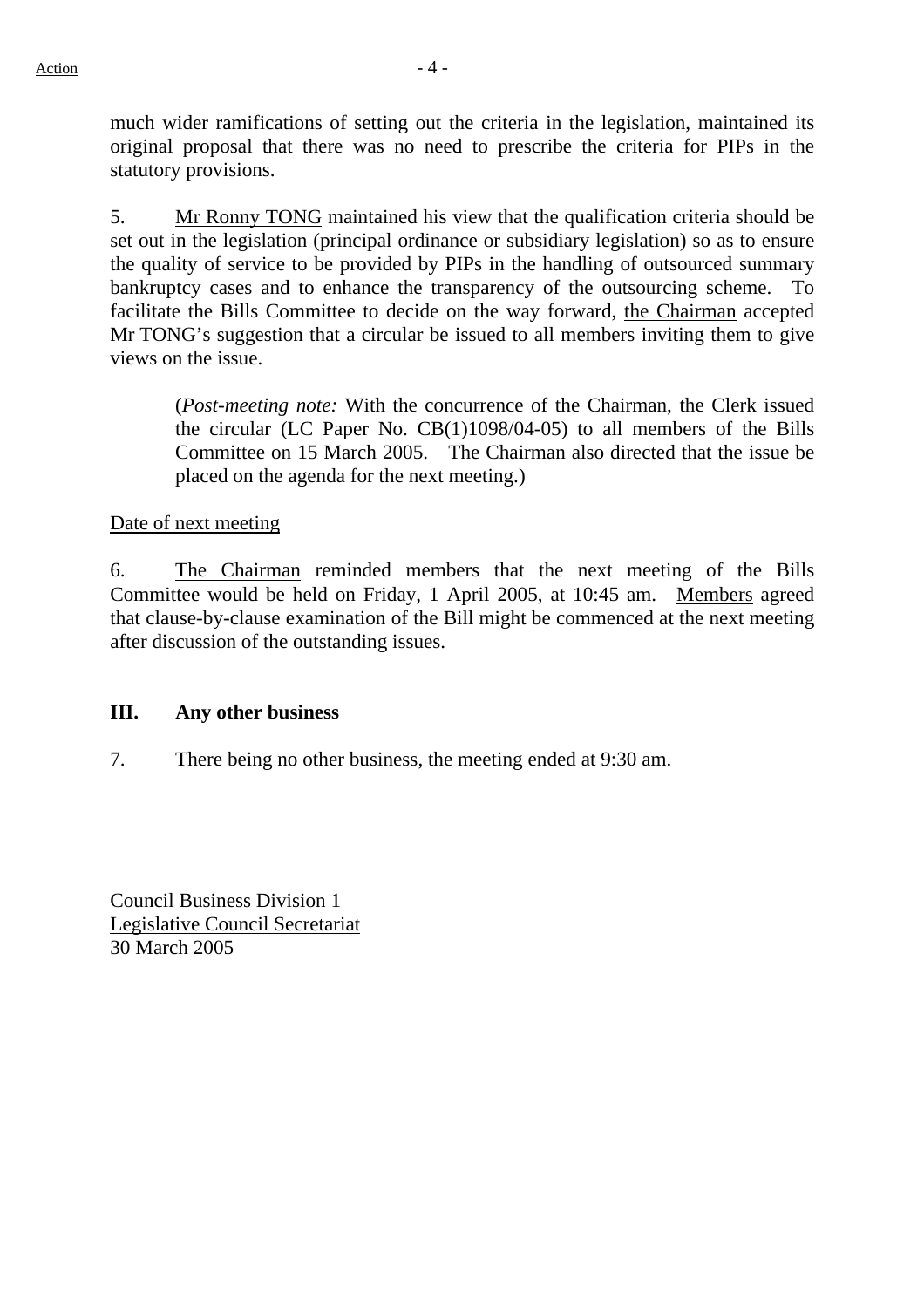much wider ramifications of setting out the criteria in the legislation, maintained its original proposal that there was no need to prescribe the criteria for PIPs in the statutory provisions.

5. Mr Ronny TONG maintained his view that the qualification criteria should be set out in the legislation (principal ordinance or subsidiary legislation) so as to ensure the quality of service to be provided by PIPs in the handling of outsourced summary bankruptcy cases and to enhance the transparency of the outsourcing scheme. To facilitate the Bills Committee to decide on the way forward, the Chairman accepted Mr TONG's suggestion that a circular be issued to all members inviting them to give views on the issue.

> (*Post-meeting note:* With the concurrence of the Chairman, the Clerk issued the circular (LC Paper No. CB(1)1098/04-05) to all members of the Bills Committee on 15 March 2005. The Chairman also directed that the issue be placed on the agenda for the next meeting.)

Date of next meeting

6. The Chairman reminded members that the next meeting of the Bills Committee would be held on Friday, 1 April 2005, at 10:45 am. Members agreed that clause-by-clause examination of the Bill might be commenced at the next meeting after discussion of the outstanding issues.

## III. Any other business

7. There being no other business, the meeting ended at 9:30 am.

Council Business Division 1
Legislative Council Secretariat
30 March 2005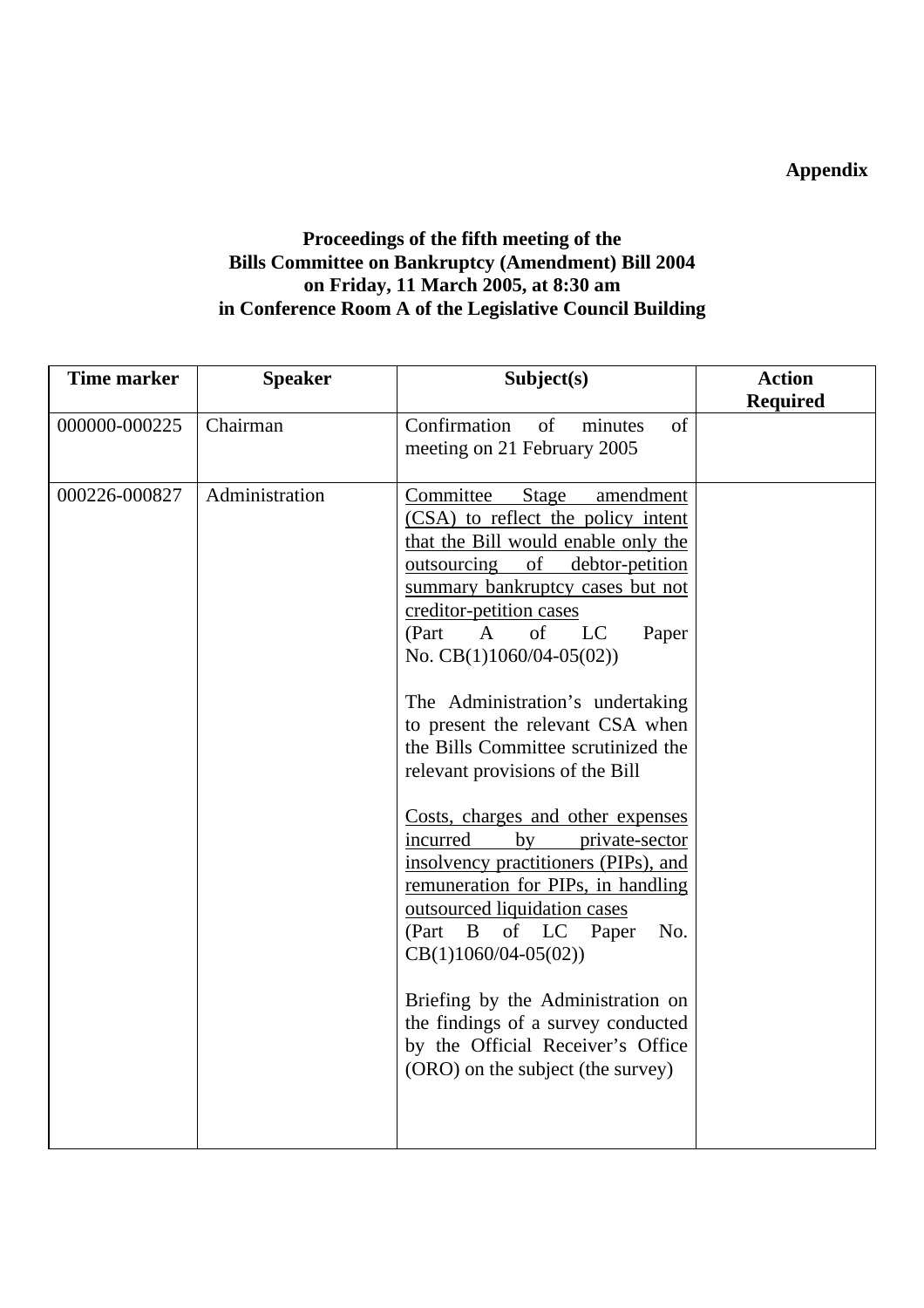**Appendix**

**Proceedings of the fifth meeting of the Bills Committee on Bankruptcy (Amendment) Bill 2004 on Friday, 11 March 2005, at 8:30 am in Conference Room A of the Legislative Council Building**

| Time marker | Speaker | Subject(s) | Action Required |
|---|---|---|---|
| 000000-000225 | Chairman | Confirmation of minutes of meeting on 21 February 2005 | |
| 000226-000827 | Administration | <u>Committee Stage amendment (CSA) to reflect the policy intent that the Bill would enable only the outsourcing of debtor-petition summary bankruptcy cases but not creditor-petition cases</u><br>(Part A of LC Paper No. CB(1)1060/04-05(02))<br><br>The Administration's undertaking to present the relevant CSA when the Bills Committee scrutinized the relevant provisions of the Bill<br><br><u>Costs, charges and other expenses incurred by private-sector insolvency practitioners (PIPs), and remuneration for PIPs, in handling outsourced liquidation cases</u><br>(Part B of LC Paper No. CB(1)1060/04-05(02))<br><br>Briefing by the Administration on the findings of a survey conducted by the Official Receiver's Office (ORO) on the subject (the survey) | |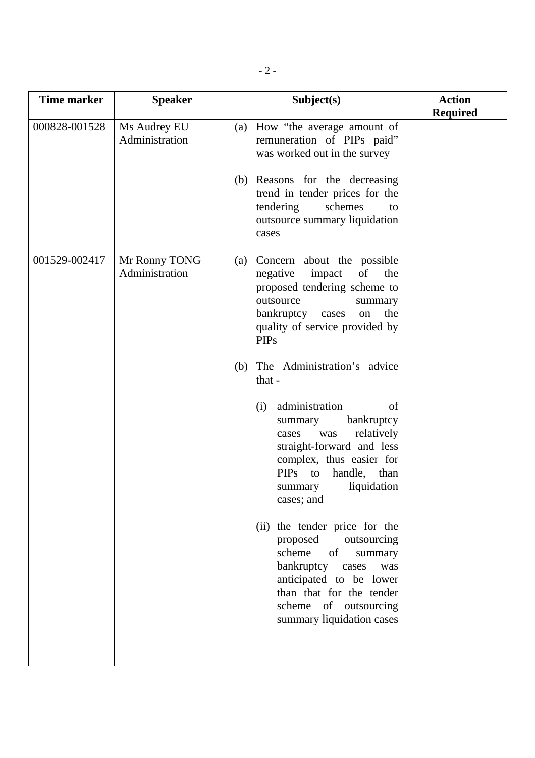| Time marker | Speaker | Subject(s) | Action Required |
|---|---|---|---|
| 000828-001528 | Ms Audrey EU<br>Administration | (a) How "the average amount of remuneration of PIPs paid" was worked out in the survey<br><br>(b) Reasons for the decreasing trend in tender prices for the tendering schemes to outsource summary liquidation cases | |
| 001529-002417 | Mr Ronny TONG<br>Administration | (a) Concern about the possible negative impact of the proposed tendering scheme to outsource summary bankruptcy cases on the quality of service provided by PIPs<br><br>(b) The Administration's advice that -<br><br>(i) administration of summary bankruptcy cases was relatively straight-forward and less complex, thus easier for PIPs to handle, than summary liquidation cases; and<br><br>(ii) the tender price for the proposed outsourcing scheme of summary bankruptcy cases was anticipated to be lower than that for the tender scheme of outsourcing summary liquidation cases | |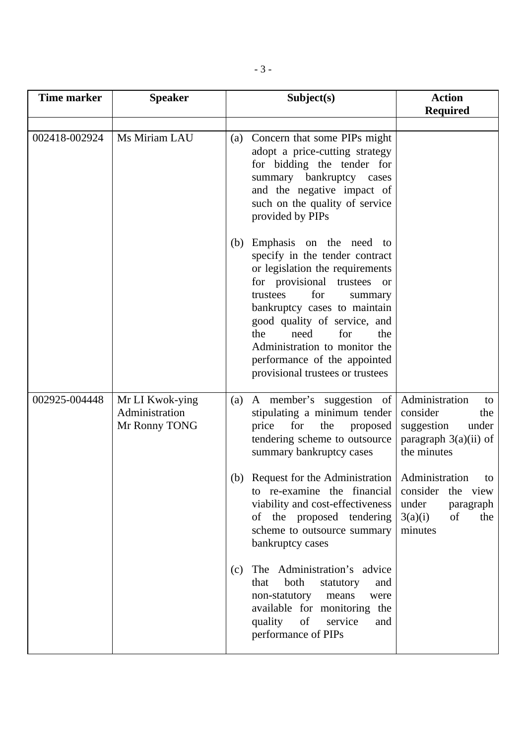| Time marker | Speaker | Subject(s) | Action Required |
|---|---|---|---|
| | | | |
| 002418-002924 | Ms Miriam LAU | (a) Concern that some PIPs might adopt a price-cutting strategy for bidding the tender for summary bankruptcy cases and the negative impact of such on the quality of service provided by PIPs<br><br>(b) Emphasis on the need to specify in the tender contract or legislation the requirements for provisional trustees or trustees for summary bankruptcy cases to maintain good quality of service, and the need for the Administration to monitor the performance of the appointed provisional trustees or trustees | |
| 002925-004448 | Mr LI Kwok-ying<br>Administration<br>Mr Ronny TONG | (a) A member's suggestion of stipulating a minimum tender price for the proposed tendering scheme to outsource summary bankruptcy cases<br><br>(b) Request for the Administration to re-examine the financial viability and cost-effectiveness of the proposed tendering scheme to outsource summary bankruptcy cases<br><br>(c) The Administration's advice that both statutory and non-statutory means were available for monitoring the quality of service and performance of PIPs | Administration to consider the suggestion under paragraph 3(a)(ii) of the minutes<br><br>Administration to consider the view under paragraph 3(a)(i) of the minutes |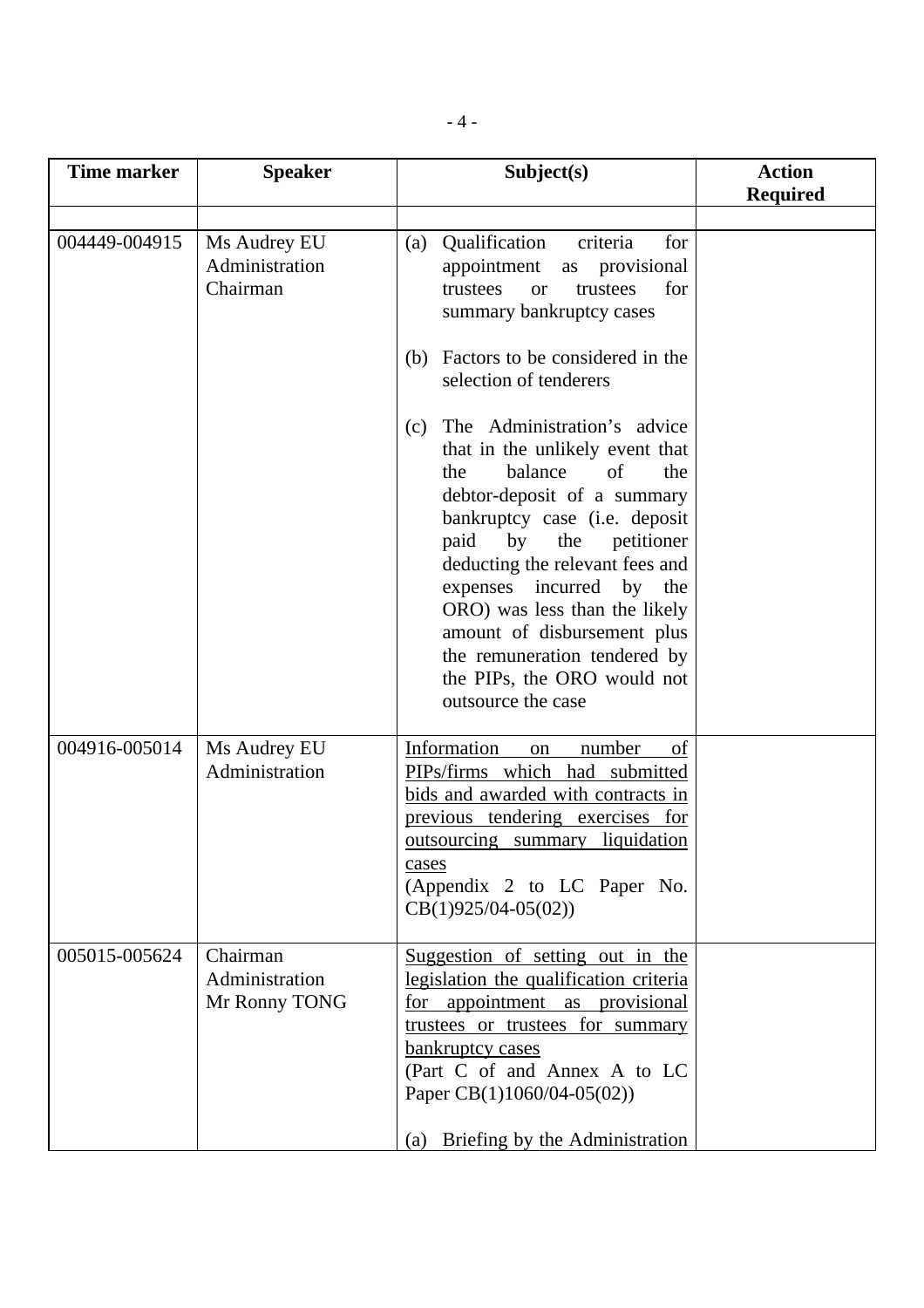| Time marker | Speaker | Subject(s) | Action Required |
|---|---|---|---|
| | | | |
| 004449-004915 | Ms Audrey EU<br>Administration<br>Chairman | (a) Qualification criteria for appointment as provisional trustees or trustees for summary bankruptcy cases<br><br>(b) Factors to be considered in the selection of tenderers<br><br>(c) The Administration's advice that in the unlikely event that the balance of the debtor-deposit of a summary bankruptcy case (i.e. deposit paid by the petitioner deducting the relevant fees and expenses incurred by the ORO) was less than the likely amount of disbursement plus the remuneration tendered by the PIPs, the ORO would not outsource the case | |
| 004916-005014 | Ms Audrey EU<br>Administration | <u>Information on number of PIPs/firms which had submitted bids and awarded with contracts in previous tendering exercises for outsourcing summary liquidation cases</u><br>(Appendix 2 to LC Paper No. CB(1)925/04-05(02)) | |
| 005015-005624 | Chairman<br>Administration<br>Mr Ronny TONG | <u>Suggestion of setting out in the legislation the qualification criteria for appointment as provisional trustees or trustees for summary bankruptcy cases</u><br>(Part C of and Annex A to LC Paper CB(1)1060/04-05(02))<br><br>(a) Briefing by the Administration | |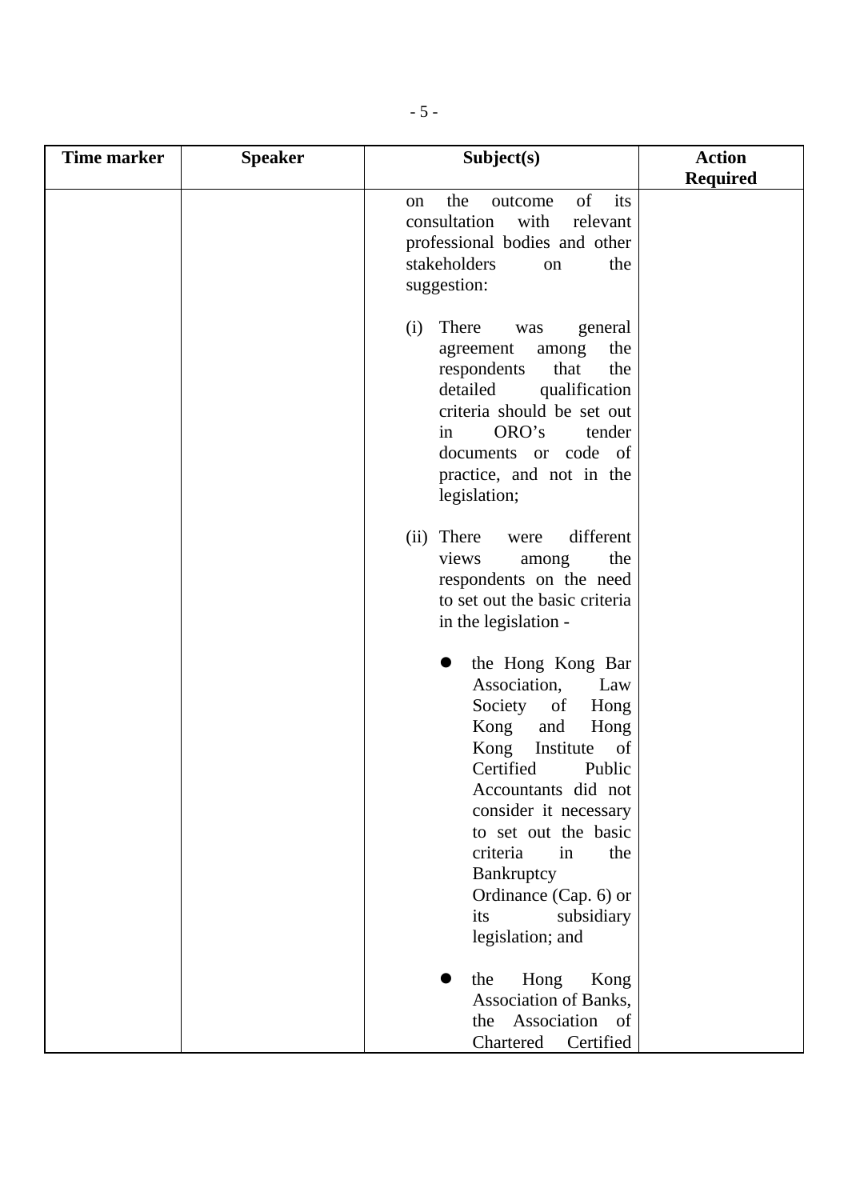| Time marker | Speaker | Subject(s) | Action Required |
|---|---|---|---|
| | | on the outcome of its consultation with relevant professional bodies and other stakeholders on the suggestion:<br><br>(i) There was general agreement among the respondents that the detailed qualification criteria should be set out in ORO's tender documents or code of practice, and not in the legislation;<br><br>(ii) There were different views among the respondents on the need to set out the basic criteria in the legislation -<br><br>● the Hong Kong Bar Association, Law Society of Hong Kong and Hong Kong Institute of Certified Public Accountants did not consider it necessary to set out the basic criteria in the Bankruptcy Ordinance (Cap. 6) or its subsidiary legislation; and<br><br>● the Hong Kong Association of Banks, the Association of Chartered Certified | |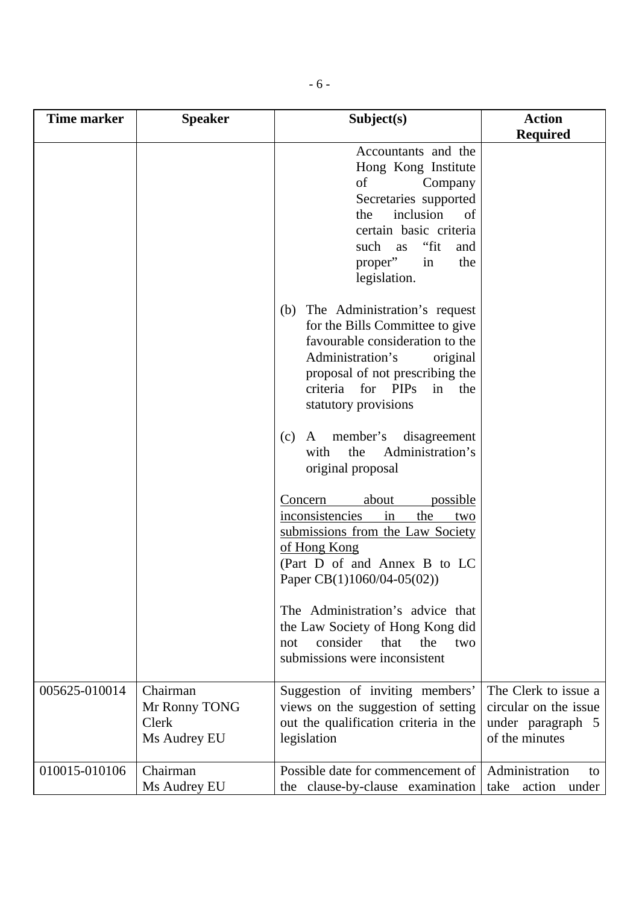| Time marker | Speaker | Subject(s) | Action Required |
|---|---|---|---|
| | | Accountants and the Hong Kong Institute of Company Secretaries supported the inclusion of certain basic criteria such as "fit and proper" in the legislation.<br><br>(b) The Administration's request for the Bills Committee to give favourable consideration to the Administration's original proposal of not prescribing the criteria for PIPs in the statutory provisions<br><br>(c) A member's disagreement with the Administration's original proposal<br><br><u>Concern about possible inconsistencies in the two submissions from the Law Society of Hong Kong</u><br>(Part D of and Annex B to LC Paper CB(1)1060/04-05(02))<br><br>The Administration's advice that the Law Society of Hong Kong did not consider that the two submissions were inconsistent | |
| 005625-010014 | Chairman<br>Mr Ronny TONG<br>Clerk<br>Ms Audrey EU | Suggestion of inviting members' views on the suggestion of setting out the qualification criteria in the legislation | The Clerk to issue a circular on the issue under paragraph 5 of the minutes |
| 010015-010106 | Chairman<br>Ms Audrey EU | Possible date for commencement of the clause-by-clause examination | Administration to take action under |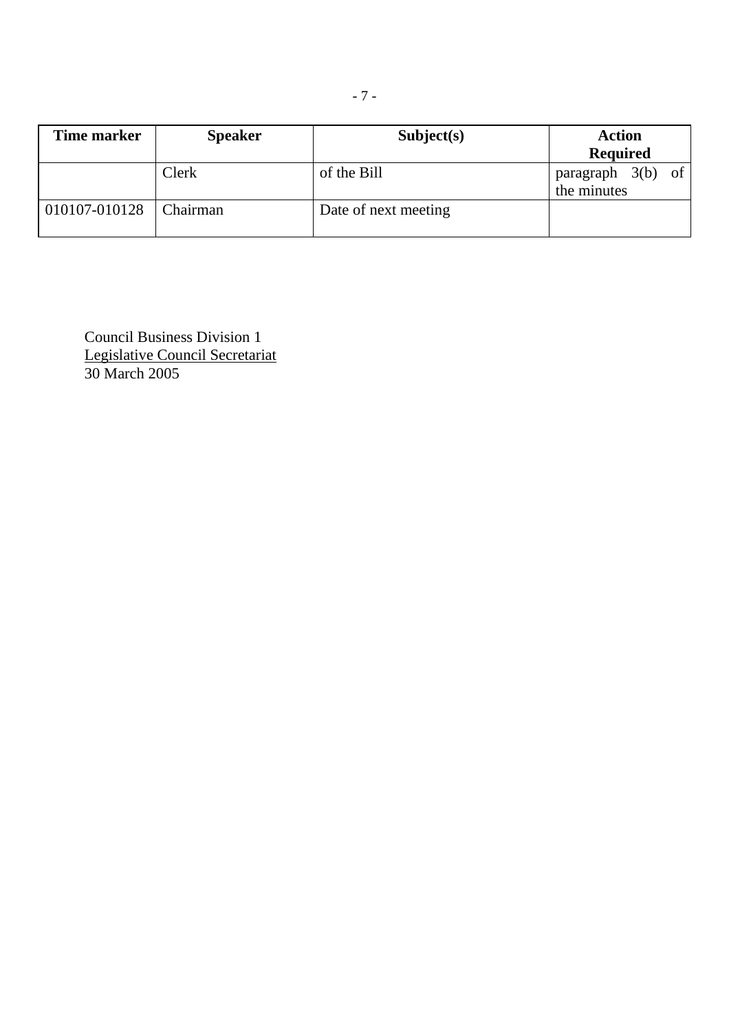| Time marker | Speaker | Subject(s) | Action Required |
|---|---|---|---|
| | Clerk | of the Bill | paragraph 3(b) of the minutes |
| 010107-010128 | Chairman | Date of next meeting | |

Council Business Division 1
Legislative Council Secretariat
30 March 2005